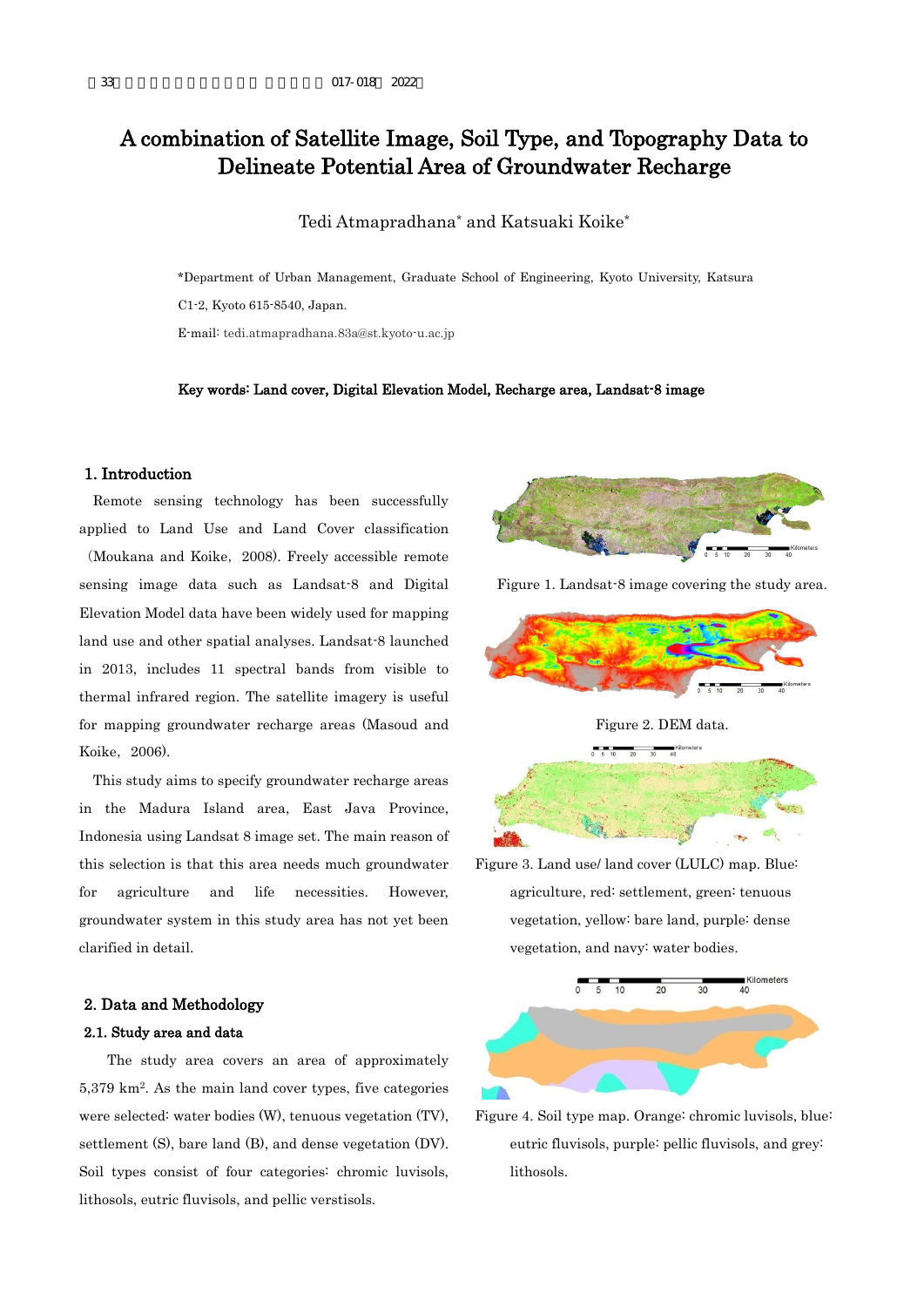# A combination of Satellite Image, Soil Type, and Topography Data to Delineate Potential Area of Groundwater Recharge

Tedi Atmapradhana* and Katsuaki Koike*

*Department of Urban Management, Graduate School of Engineering, Kyoto University, Katsura C1-2, Kyoto 615-8540, Japan.

E-mail: tedi.atmapradhana.83a@st.kyoto-u.ac.jp

**Key words: Land cover, Digital Elevation Model, Recharge area, Landsat-8 image**

## 1. Introduction

Remote sensing technology has been successfully applied to Land Use and Land Cover classification (Moukana and Koike, 2008). Freely accessible remote sensing image data such as Landsat-8 and Digital Elevation Model data have been widely used for mapping land use and other spatial analyses. Landsat-8 launched in 2013, includes 11 spectral bands from visible to thermal infrared region. The satellite imagery is useful for mapping groundwater recharge areas (Masoud and Koike, 2006).

This study aims to specify groundwater recharge areas in the Madura Island area, East Java Province, Indonesia using Landsat 8 image set. The main reason of this selection is that this area needs much groundwater for agriculture and life necessities. However, groundwater system in this study area has not yet been clarified in detail.

## 2. Data and Methodology

### 2.1. Study area and data

The study area covers an area of approximately 5,379 km$^2$. As the main land cover types, five categories were selected: water bodies (W), tenuous vegetation (TV), settlement (S), bare land (B), and dense vegetation (DV). Soil types consist of four categories: chromic luvisols, lithosols, eutric fluvisols, and pellic verstisols.

Figure 1. Landsat-8 image covering the study area.

Figure 2. DEM data.

Figure 3. Land use/ land cover (LULC) map. Blue: agriculture, red: settlement, green: tenuous vegetation, yellow: bare land, purple: dense vegetation, and navy: water bodies.

Figure 4. Soil type map. Orange: chromic luvisols, blue: eutric fluvisols, purple: pellic fluvisols, and grey: lithosols.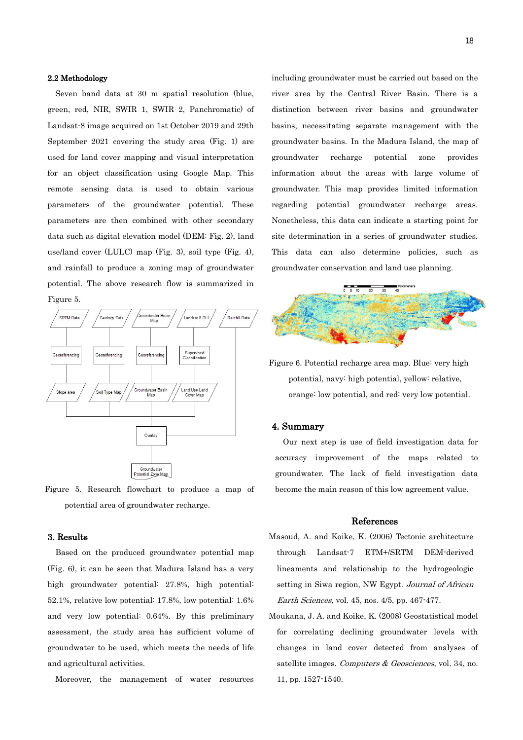### 2.2 Methodology

Seven band data at 30 m spatial resolution (blue, green, red, NIR, SWIR 1, SWIR 2, Panchromatic) of Landsat-8 image acquired on 1st October 2019 and 29th September 2021 covering the study area (Fig. 1) are used for land cover mapping and visual interpretation for an object classification using Google Map. This remote sensing data is used to obtain various parameters of the groundwater potential. These parameters are then combined with other secondary data such as digital elevation model (DEM: Fig. 2), land use/land cover (LULC) map (Fig. 3), soil type (Fig. 4), and rainfall to produce a zoning map of groundwater potential. The above research flow is summarized in Figure 5.

SRTM Data
Geology Data
Groundwater Basin Map
Landsat 8 OLI
Rainfall Data
Georeferencing
Georeferencing
Georeferencing
Supervised Classification
Slope area
Soil Type Map
Groundwater Basin Map
Land Use Land Cover Map
Overlay
Groundwater Potential Zone Map

Figure 5. Research flowchart to produce a map of potential area of groundwater recharge.

## 3. Results

Based on the produced groundwater potential map (Fig. 6), it can be seen that Madura Island has a very high groundwater potential: 27.8%, high potential: 52.1%, relative low potential: 17.8%, low potential: 1.6% and very low potential: 0.64%. By this preliminary assessment, the study area has sufficient volume of groundwater to be used, which meets the needs of life and agricultural activities.

Moreover, the management of water resources including groundwater must be carried out based on the river area by the Central River Basin. There is a distinction between river basins and groundwater basins, necessitating separate management with the groundwater basins. In the Madura Island, the map of groundwater recharge potential zone provides information about the areas with large volume of groundwater. This map provides limited information regarding potential groundwater recharge areas. Nonetheless, this data can indicate a starting point for site determination in a series of groundwater studies. This data can also determine policies, such as groundwater conservation and land use planning.

Kilometers
0 5 10 20 30 40

Figure 6. Potential recharge area map. Blue: very high potential, navy: high potential, yellow: relative, orange: low potential, and red: very low potential.

## 4. Summary

Our next step is use of field investigation data for accuracy improvement of the maps related to groundwater. The lack of field investigation data become the main reason of this low agreement value.

## References

Masoud, A. and Koike, K. (2006) Tectonic architecture through Landsat-7 ETM+/SRTM DEM-derived lineaments and relationship to the hydrogeologic setting in Siwa region, NW Egypt. *Journal of African Earth Sciences,* vol. 45, nos. 4/5, pp. 467-477.

Moukana, J. A. and Koike, K. (2008) Geostatistical model for correlating declining groundwater levels with changes in land cover detected from analyses of satellite images. *Computers & Geosciences*, vol. 34, no. 11, pp. 1527-1540.